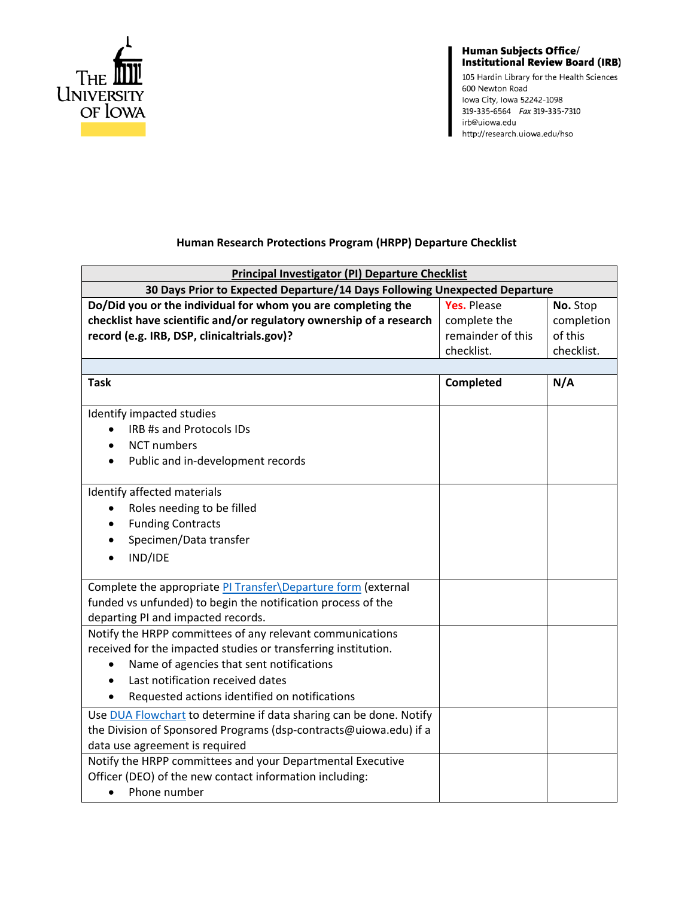The University of Iowa

**Human Subjects Office/**
**Institutional Review Board (IRB)**
105 Hardin Library for the Health Sciences
600 Newton Road
Iowa City, Iowa 52242-1098
319-335-6564 *Fax* 319-335-7310
irb@uiowa.edu
http://research.uiowa.edu/hso

## Human Research Protections Program (HRPP) Departure Checklist

| **Principal Investigator (PI) Departure Checklist** | | |
|---|---|---|
| **30 Days Prior to Expected Departure/14 Days Following Unexpected Departure** | | |
| **Do/Did you or the individual for whom you are completing the checklist have scientific and/or regulatory ownership of a research record (e.g. IRB, DSP, clinicaltrials.gov)?** | **Yes.** Please complete the remainder of this checklist. | **No.** Stop completion of this checklist. |
| | | |
| **Task** | **Completed** | **N/A** |
| Identify impacted studies<br>• IRB #s and Protocols IDs<br>• NCT numbers<br>• Public and in-development records | | |
| Identify affected materials<br>• Roles needing to be filled<br>• Funding Contracts<br>• Specimen/Data transfer<br>• IND/IDE | | |
| Complete the appropriate PI Transfer\Departure form (external funded vs unfunded) to begin the notification process of the departing PI and impacted records. | | |
| Notify the HRPP committees of any relevant communications received for the impacted studies or transferring institution.<br>• Name of agencies that sent notifications<br>• Last notification received dates<br>• Requested actions identified on notifications | | |
| Use DUA Flowchart to determine if data sharing can be done. Notify the Division of Sponsored Programs (dsp-contracts@uiowa.edu) if a data use agreement is required | | |
| Notify the HRPP committees and your Departmental Executive Officer (DEO) of the new contact information including:<br>• Phone number | | |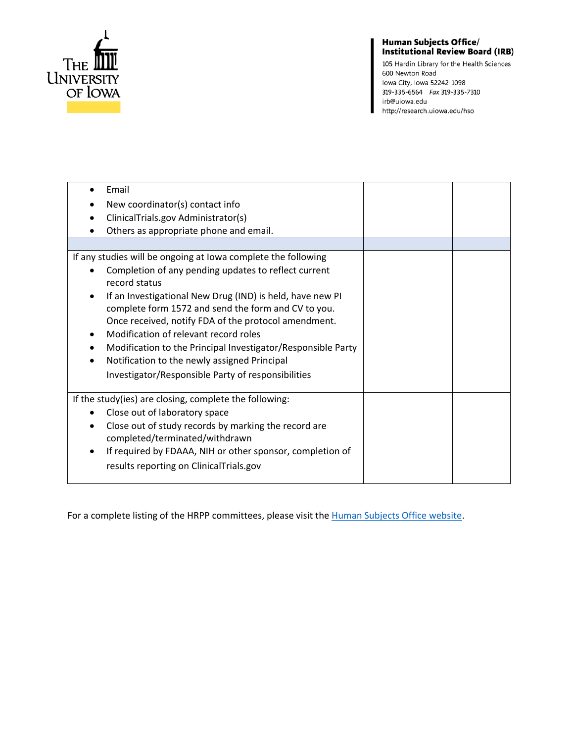| | | |
|---|---|---|
| <ul><li>Email</li><li>New coordinator(s) contact info</li><li>ClinicalTrials.gov Administrator(s)</li><li>Others as appropriate phone and email.</li></ul> | | |
| | | |
| If any studies will be ongoing at Iowa complete the following<ul><li>Completion of any pending updates to reflect current record status</li><li>If an Investigational New Drug (IND) is held, have new PI complete form 1572 and send the form and CV to you. Once received, notify FDA of the protocol amendment.</li><li>Modification of relevant record roles</li><li>Modification to the Principal Investigator/Responsible Party</li><li>Notification to the newly assigned Principal Investigator/Responsible Party of responsibilities</li></ul> | | |
| If the study(ies) are closing, complete the following:<ul><li>Close out of laboratory space</li><li>Close out of study records by marking the record are completed/terminated/withdrawn</li><li>If required by FDAAA, NIH or other sponsor, completion of results reporting on ClinicalTrials.gov</li></ul> | | |

For a complete listing of the HRPP committees, please visit the [Human Subjects Office website](http://research.uiowa.edu/hso).